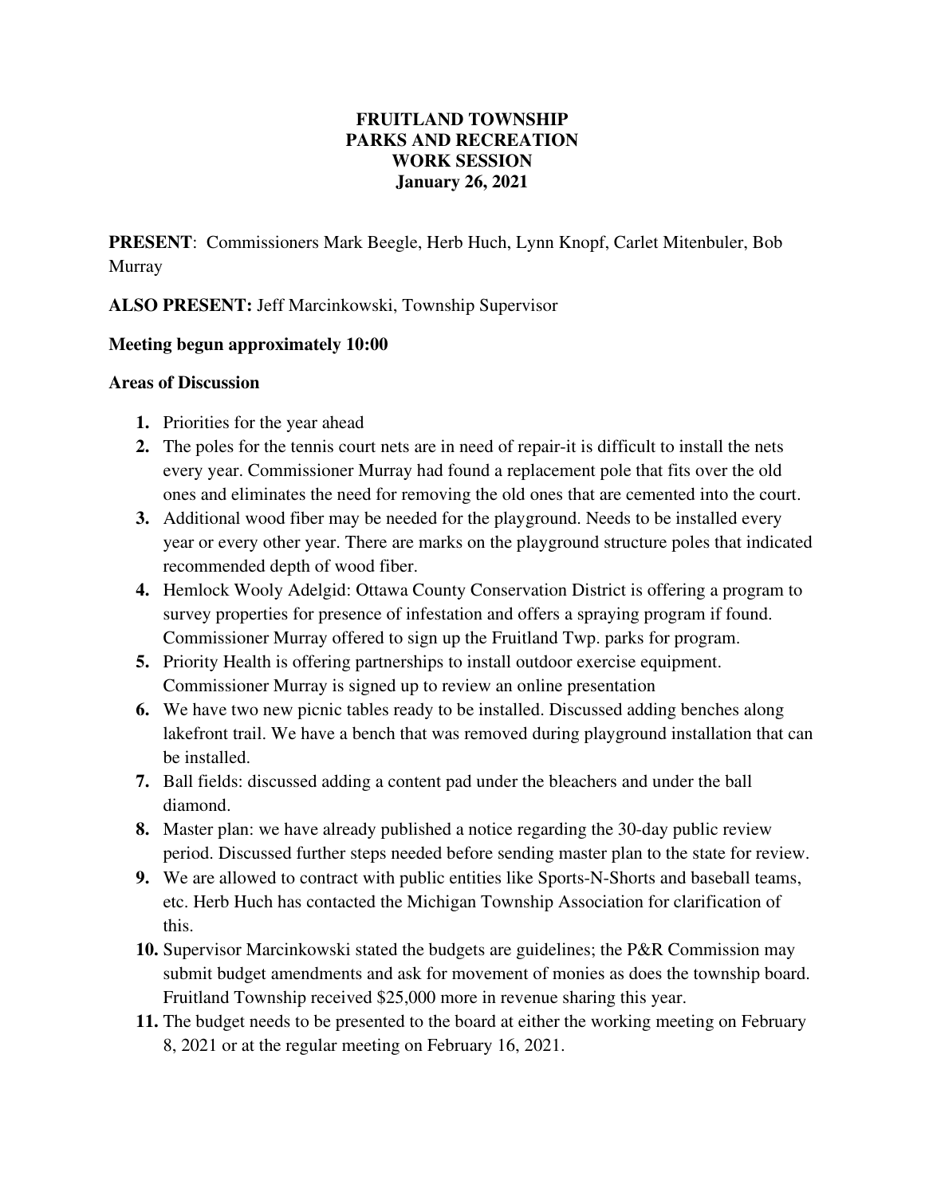# FRUITLAND TOWNSHIP
# PARKS AND RECREATION
# WORK SESSION
# January 26, 2021

**PRESENT**: Commissioners Mark Beegle, Herb Huch, Lynn Knopf, Carlet Mitenbuler, Bob Murray

**ALSO PRESENT:** Jeff Marcinkowski, Township Supervisor

**Meeting begun approximately 10:00**

**Areas of Discussion**

1. Priorities for the year ahead
2. The poles for the tennis court nets are in need of repair-it is difficult to install the nets every year. Commissioner Murray had found a replacement pole that fits over the old ones and eliminates the need for removing the old ones that are cemented into the court.
3. Additional wood fiber may be needed for the playground. Needs to be installed every year or every other year. There are marks on the playground structure poles that indicated recommended depth of wood fiber.
4. Hemlock Wooly Adelgid: Ottawa County Conservation District is offering a program to survey properties for presence of infestation and offers a spraying program if found. Commissioner Murray offered to sign up the Fruitland Twp. parks for program.
5. Priority Health is offering partnerships to install outdoor exercise equipment. Commissioner Murray is signed up to review an online presentation
6. We have two new picnic tables ready to be installed. Discussed adding benches along lakefront trail. We have a bench that was removed during playground installation that can be installed.
7. Ball fields: discussed adding a content pad under the bleachers and under the ball diamond.
8. Master plan: we have already published a notice regarding the 30-day public review period. Discussed further steps needed before sending master plan to the state for review.
9. We are allowed to contract with public entities like Sports-N-Shorts and baseball teams, etc. Herb Huch has contacted the Michigan Township Association for clarification of this.
10. Supervisor Marcinkowski stated the budgets are guidelines; the P&R Commission may submit budget amendments and ask for movement of monies as does the township board. Fruitland Township received $25,000 more in revenue sharing this year.
11. The budget needs to be presented to the board at either the working meeting on February 8, 2021 or at the regular meeting on February 16, 2021.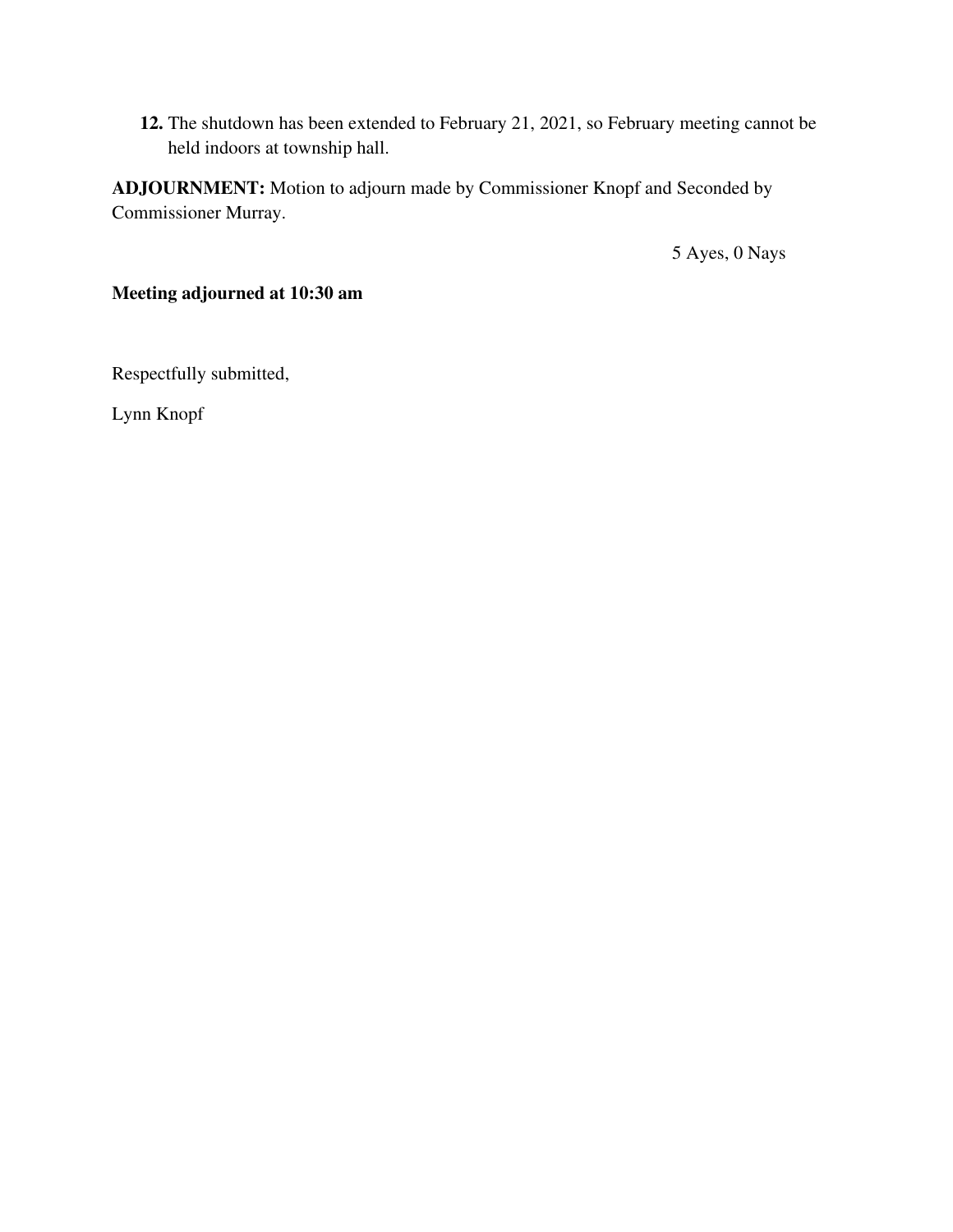12. The shutdown has been extended to February 21, 2021, so February meeting cannot be held indoors at township hall.

**ADJOURNMENT:** Motion to adjourn made by Commissioner Knopf and Seconded by Commissioner Murray.

5 Ayes, 0 Nays

**Meeting adjourned at 10:30 am**

Respectfully submitted,

Lynn Knopf